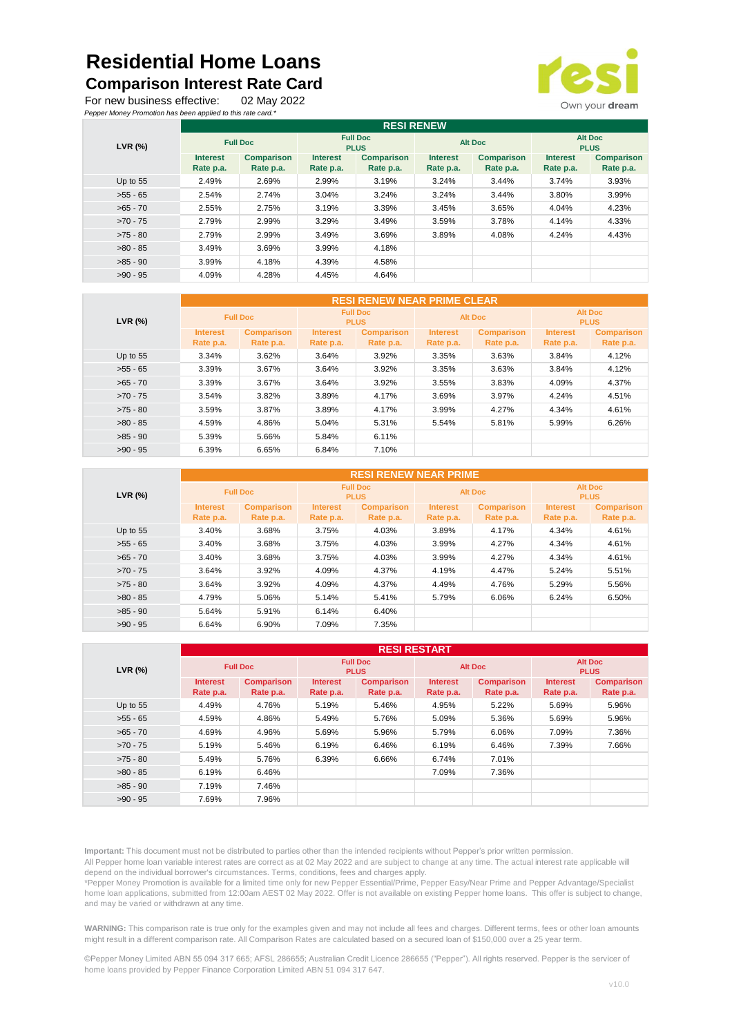# Residential Home Loans

## Comparison Interest Rate Card

For new business effective: 02 May 2022

*Pepper Money Promotion has been applied to this rate card.**

resi
Own your **dream**

| LVR (%) | RESI RENEW | | | | | | | |
|---|---|---|---|---|---|---|---|---|
| | Full Doc | | Full Doc PLUS | | Alt Doc | | Alt Doc PLUS | |
| | Interest Rate p.a. | Comparison Rate p.a. | Interest Rate p.a. | Comparison Rate p.a. | Interest Rate p.a. | Comparison Rate p.a. | Interest Rate p.a. | Comparison Rate p.a. |
| Up to 55 | 2.49% | 2.69% | 2.99% | 3.19% | 3.24% | 3.44% | 3.74% | 3.93% |
| >55 - 65 | 2.54% | 2.74% | 3.04% | 3.24% | 3.24% | 3.44% | 3.80% | 3.99% |
| >65 - 70 | 2.55% | 2.75% | 3.19% | 3.39% | 3.45% | 3.65% | 4.04% | 4.23% |
| >70 - 75 | 2.79% | 2.99% | 3.29% | 3.49% | 3.59% | 3.78% | 4.14% | 4.33% |
| >75 - 80 | 2.79% | 2.99% | 3.49% | 3.69% | 3.89% | 4.08% | 4.24% | 4.43% |
| >80 - 85 | 3.49% | 3.69% | 3.99% | 4.18% | | | | |
| >85 - 90 | 3.99% | 4.18% | 4.39% | 4.58% | | | | |
| >90 - 95 | 4.09% | 4.28% | 4.45% | 4.64% | | | | |

| LVR (%) | RESI RENEW NEAR PRIME CLEAR | | | | | | | |
|---|---|---|---|---|---|---|---|---|
| | Full Doc | | Full Doc PLUS | | Alt Doc | | Alt Doc PLUS | |
| | Interest Rate p.a. | Comparison Rate p.a. | Interest Rate p.a. | Comparison Rate p.a. | Interest Rate p.a. | Comparison Rate p.a. | Interest Rate p.a. | Comparison Rate p.a. |
| Up to 55 | 3.34% | 3.62% | 3.64% | 3.92% | 3.35% | 3.63% | 3.84% | 4.12% |
| >55 - 65 | 3.39% | 3.67% | 3.64% | 3.92% | 3.35% | 3.63% | 3.84% | 4.12% |
| >65 - 70 | 3.39% | 3.67% | 3.64% | 3.92% | 3.55% | 3.83% | 4.09% | 4.37% |
| >70 - 75 | 3.54% | 3.82% | 3.89% | 4.17% | 3.69% | 3.97% | 4.24% | 4.51% |
| >75 - 80 | 3.59% | 3.87% | 3.89% | 4.17% | 3.99% | 4.27% | 4.34% | 4.61% |
| >80 - 85 | 4.59% | 4.86% | 5.04% | 5.31% | 5.54% | 5.81% | 5.99% | 6.26% |
| >85 - 90 | 5.39% | 5.66% | 5.84% | 6.11% | | | | |
| >90 - 95 | 6.39% | 6.65% | 6.84% | 7.10% | | | | |

| LVR (%) | RESI RENEW NEAR PRIME | | | | | | | |
|---|---|---|---|---|---|---|---|---|
| | Full Doc | | Full Doc PLUS | | Alt Doc | | Alt Doc PLUS | |
| | Interest Rate p.a. | Comparison Rate p.a. | Interest Rate p.a. | Comparison Rate p.a. | Interest Rate p.a. | Comparison Rate p.a. | Interest Rate p.a. | Comparison Rate p.a. |
| Up to 55 | 3.40% | 3.68% | 3.75% | 4.03% | 3.89% | 4.17% | 4.34% | 4.61% |
| >55 - 65 | 3.40% | 3.68% | 3.75% | 4.03% | 3.99% | 4.27% | 4.34% | 4.61% |
| >65 - 70 | 3.40% | 3.68% | 3.75% | 4.03% | 3.99% | 4.27% | 4.34% | 4.61% |
| >70 - 75 | 3.64% | 3.92% | 4.09% | 4.37% | 4.19% | 4.47% | 5.24% | 5.51% |
| >75 - 80 | 3.64% | 3.92% | 4.09% | 4.37% | 4.49% | 4.76% | 5.29% | 5.56% |
| >80 - 85 | 4.79% | 5.06% | 5.14% | 5.41% | 5.79% | 6.06% | 6.24% | 6.50% |
| >85 - 90 | 5.64% | 5.91% | 6.14% | 6.40% | | | | |
| >90 - 95 | 6.64% | 6.90% | 7.09% | 7.35% | | | | |

| LVR (%) | RESI RESTART | | | | | | | |
|---|---|---|---|---|---|---|---|---|
| | Full Doc | | Full Doc PLUS | | Alt Doc | | Alt Doc PLUS | |
| | Interest Rate p.a. | Comparison Rate p.a. | Interest Rate p.a. | Comparison Rate p.a. | Interest Rate p.a. | Comparison Rate p.a. | Interest Rate p.a. | Comparison Rate p.a. |
| Up to 55 | 4.49% | 4.76% | 5.19% | 5.46% | 4.95% | 5.22% | 5.69% | 5.96% |
| >55 - 65 | 4.59% | 4.86% | 5.49% | 5.76% | 5.09% | 5.36% | 5.69% | 5.96% |
| >65 - 70 | 4.69% | 4.96% | 5.69% | 5.96% | 5.79% | 6.06% | 7.09% | 7.36% |
| >70 - 75 | 5.19% | 5.46% | 6.19% | 6.46% | 6.19% | 6.46% | 7.39% | 7.66% |
| >75 - 80 | 5.49% | 5.76% | 6.39% | 6.66% | 6.74% | 7.01% | | |
| >80 - 85 | 6.19% | 6.46% | | | 7.09% | 7.36% | | |
| >85 - 90 | 7.19% | 7.46% | | | | | | |
| >90 - 95 | 7.69% | 7.96% | | | | | | |

**Important:** This document must not be distributed to parties other than the intended recipients without Pepper's prior written permission.
All Pepper home loan variable interest rates are correct as at 02 May 2022 and are subject to change at any time. The actual interest rate applicable will depend on the individual borrower's circumstances. Terms, conditions, fees and charges apply.
*Pepper Money Promotion is available for a limited time only for new Pepper Essential/Prime, Pepper Easy/Near Prime and Pepper Advantage/Specialist home loan applications, submitted from 12:00am AEST 02 May 2022. Offer is not available on existing Pepper home loans. This offer is subject to change, and may be varied or withdrawn at any time.

**WARNING:** This comparison rate is true only for the examples given and may not include all fees and charges. Different terms, fees or other loan amounts might result in a different comparison rate. All Comparison Rates are calculated based on a secured loan of $150,000 over a 25 year term.

©Pepper Money Limited ABN 55 094 317 665; AFSL 286655; Australian Credit Licence 286655 ("Pepper"). All rights reserved. Pepper is the servicer of home loans provided by Pepper Finance Corporation Limited ABN 51 094 317 647.

v10.0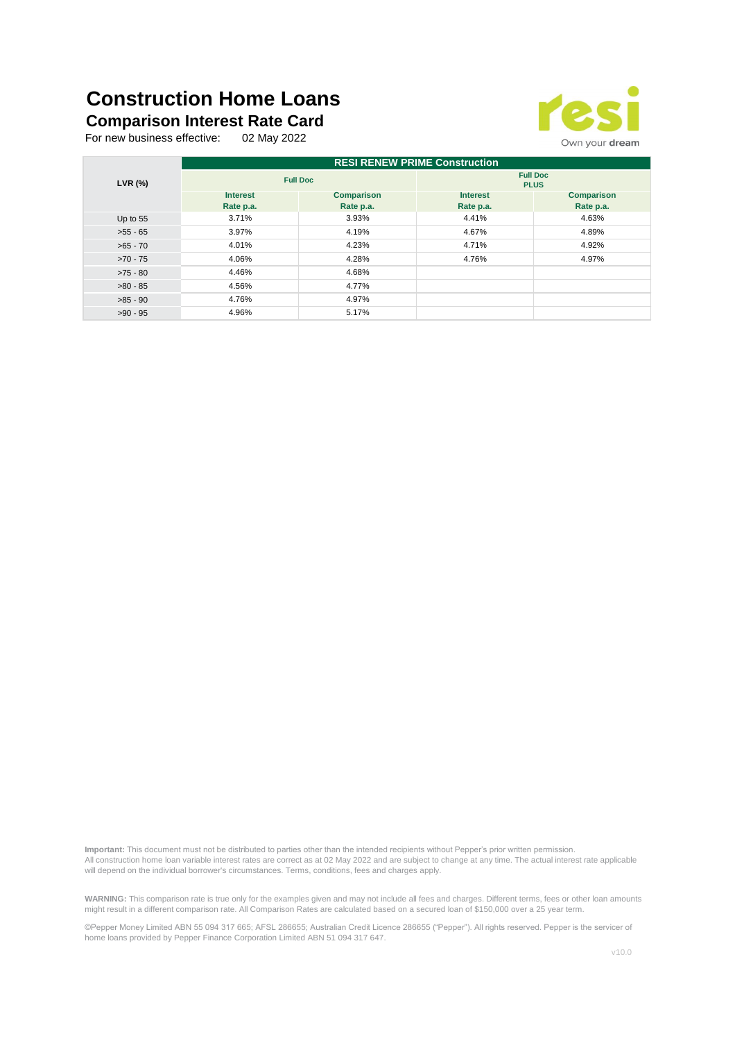# Construction Home Loans

## Comparison Interest Rate Card

For new business effective: 02 May 2022

resi
Own your **dream**

| LVR (%) | RESI RENEW PRIME Construction | | | |
|---|---|---|---|---|
| | Full Doc | | Full Doc PLUS | |
| | Interest Rate p.a. | Comparison Rate p.a. | Interest Rate p.a. | Comparison Rate p.a. |
| Up to 55 | 3.71% | 3.93% | 4.41% | 4.63% |
| >55 - 65 | 3.97% | 4.19% | 4.67% | 4.89% |
| >65 - 70 | 4.01% | 4.23% | 4.71% | 4.92% |
| >70 - 75 | 4.06% | 4.28% | 4.76% | 4.97% |
| >75 - 80 | 4.46% | 4.68% | | |
| >80 - 85 | 4.56% | 4.77% | | |
| >85 - 90 | 4.76% | 4.97% | | |
| >90 - 95 | 4.96% | 5.17% | | |

**Important:** This document must not be distributed to parties other than the intended recipients without Pepper's prior written permission. All construction home loan variable interest rates are correct as at 02 May 2022 and are subject to change at any time. The actual interest rate applicable will depend on the individual borrower's circumstances. Terms, conditions, fees and charges apply.

**WARNING:** This comparison rate is true only for the examples given and may not include all fees and charges. Different terms, fees or other loan amounts might result in a different comparison rate. All Comparison Rates are calculated based on a secured loan of $150,000 over a 25 year term.

©Pepper Money Limited ABN 55 094 317 665; AFSL 286655; Australian Credit Licence 286655 ("Pepper"). All rights reserved. Pepper is the servicer of home loans provided by Pepper Finance Corporation Limited ABN 51 094 317 647.

v10.0